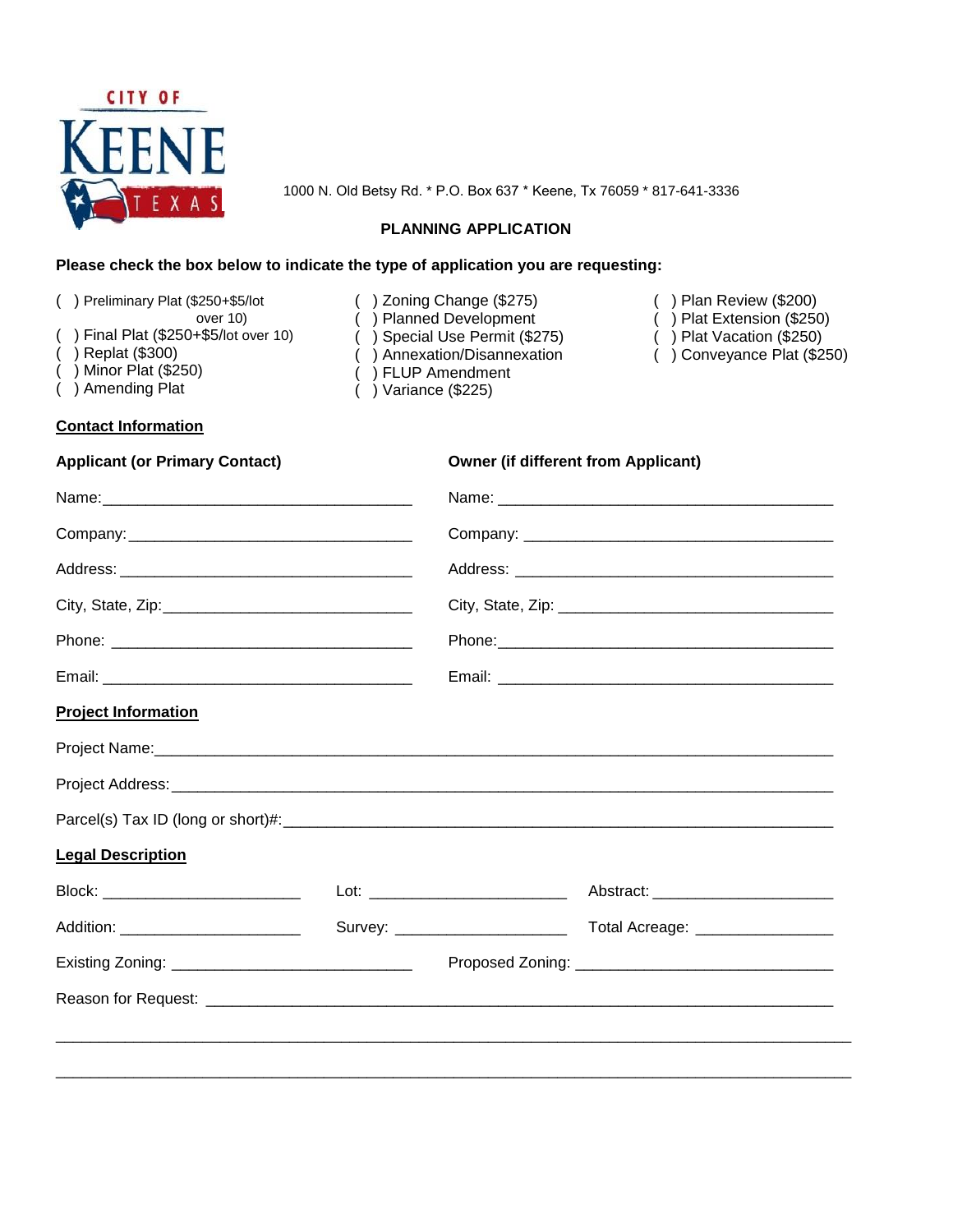CITY OF KEENE TEXAS

1000 N. Old Betsy Rd. * P.O. Box 637 * Keene, Tx 76059 * 817-641-3336

# PLANNING APPLICATION

**Please check the box below to indicate the type of application you are requesting:**

( ) Preliminary Plat ($250+$5/lot over 10)
( ) Final Plat ($250+$5/lot over 10)
( ) Replat ($300)
( ) Minor Plat ($250)
( ) Amending Plat

( ) Zoning Change ($275)
( ) Planned Development
( ) Special Use Permit ($275)
( ) Annexation/Disannexation
( ) FLUP Amendment
( ) Variance ($225)

( ) Plan Review ($200)
( ) Plat Extension ($250)
( ) Plat Vacation ($250)
( ) Conveyance Plat ($250)

## Contact Information

**Applicant (or Primary Contact)**

Name: ____________________

Company: ____________________

Address: ____________________

City, State, Zip: ____________________

Phone: ____________________

Email: ____________________

**Owner (if different from Applicant)**

Name: ____________________

Company: ____________________

Address: ____________________

City, State, Zip: ____________________

Phone: ____________________

Email: ____________________

## Project Information

Project Name: ____________________

Project Address: ____________________

Parcel(s) Tax ID (long or short)#: ____________________

## Legal Description

Block: ____________ Lot: ____________ Abstract: ____________

Addition: ____________ Survey: ____________ Total Acreage: ____________

Existing Zoning: ____________________ Proposed Zoning: ____________________

Reason for Request: ____________________

____________________________________________________________

____________________________________________________________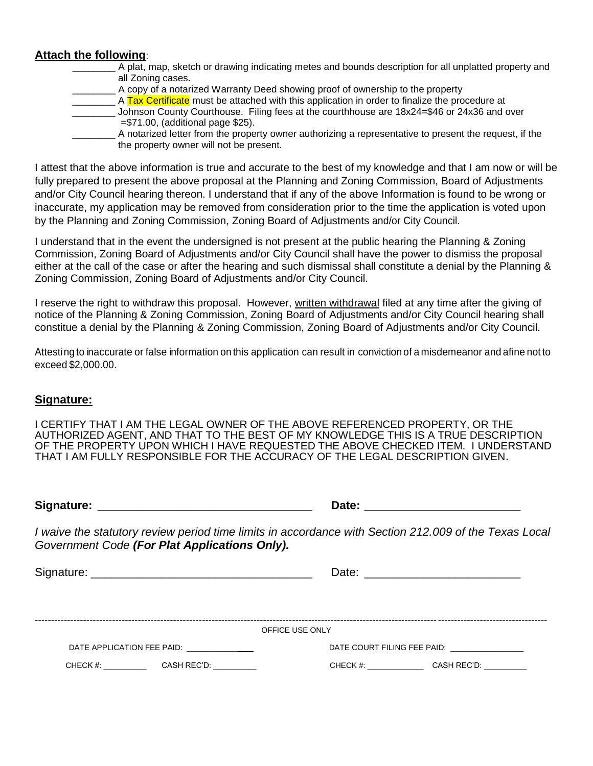**Attach the following**:

- ________ A plat, map, sketch or drawing indicating metes and bounds description for all unplatted property and all Zoning cases.
- ________ A copy of a notarized Warranty Deed showing proof of ownership to the property
- ________ A Tax Certificate must be attached with this application in order to finalize the procedure at
- ________ Johnson County Courthouse. Filing fees at the courthouse are 18x24=$46 or 24x36 and over =$71.00, (additional page $25).
- ________ A notarized letter from the property owner authorizing a representative to present the request, if the property owner will not be present.

I attest that the above information is true and accurate to the best of my knowledge and that I am now or will be fully prepared to present the above proposal at the Planning and Zoning Commission, Board of Adjustments and/or City Council hearing thereon. I understand that if any of the above Information is found to be wrong or inaccurate, my application may be removed from consideration prior to the time the application is voted upon by the Planning and Zoning Commission, Zoning Board of Adjustments and/or City Council.

I understand that in the event the undersigned is not present at the public hearing the Planning & Zoning Commission, Zoning Board of Adjustments and/or City Council shall have the power to dismiss the proposal either at the call of the case or after the hearing and such dismissal shall constitute a denial by the Planning & Zoning Commission, Zoning Board of Adjustments and/or City Council.

I reserve the right to withdraw this proposal. However, written withdrawal filed at any time after the giving of notice of the Planning & Zoning Commission, Zoning Board of Adjustments and/or City Council hearing shall constitue a denial by the Planning & Zoning Commission, Zoning Board of Adjustments and/or City Council.

Attesting to inaccurate or false information on this application can result in conviction of a misdemeanor and a fine not to exceed $2,000.00.

**Signature:**

I CERTIFY THAT I AM THE LEGAL OWNER OF THE ABOVE REFERENCED PROPERTY, OR THE AUTHORIZED AGENT, AND THAT TO THE BEST OF MY KNOWLEDGE THIS IS A TRUE DESCRIPTION OF THE PROPERTY UPON WHICH I HAVE REQUESTED THE ABOVE CHECKED ITEM. I UNDERSTAND THAT I AM FULLY RESPONSIBLE FOR THE ACCURACY OF THE LEGAL DESCRIPTION GIVEN.

**Signature: ________________________________** **Date: ________________________**

*I waive the statutory review period time limits in accordance with Section 212.009 of the Texas Local Government Code* ***(For Plat Applications Only).***

Signature: ________________________________ Date: ________________________

---

OFFICE USE ONLY

DATE APPLICATION FEE PAID: ______________ DATE COURT FILING FEE PAID: ________________

CHECK #: __________ CASH REC'D: __________ CHECK #: _____________ CASH REC'D: __________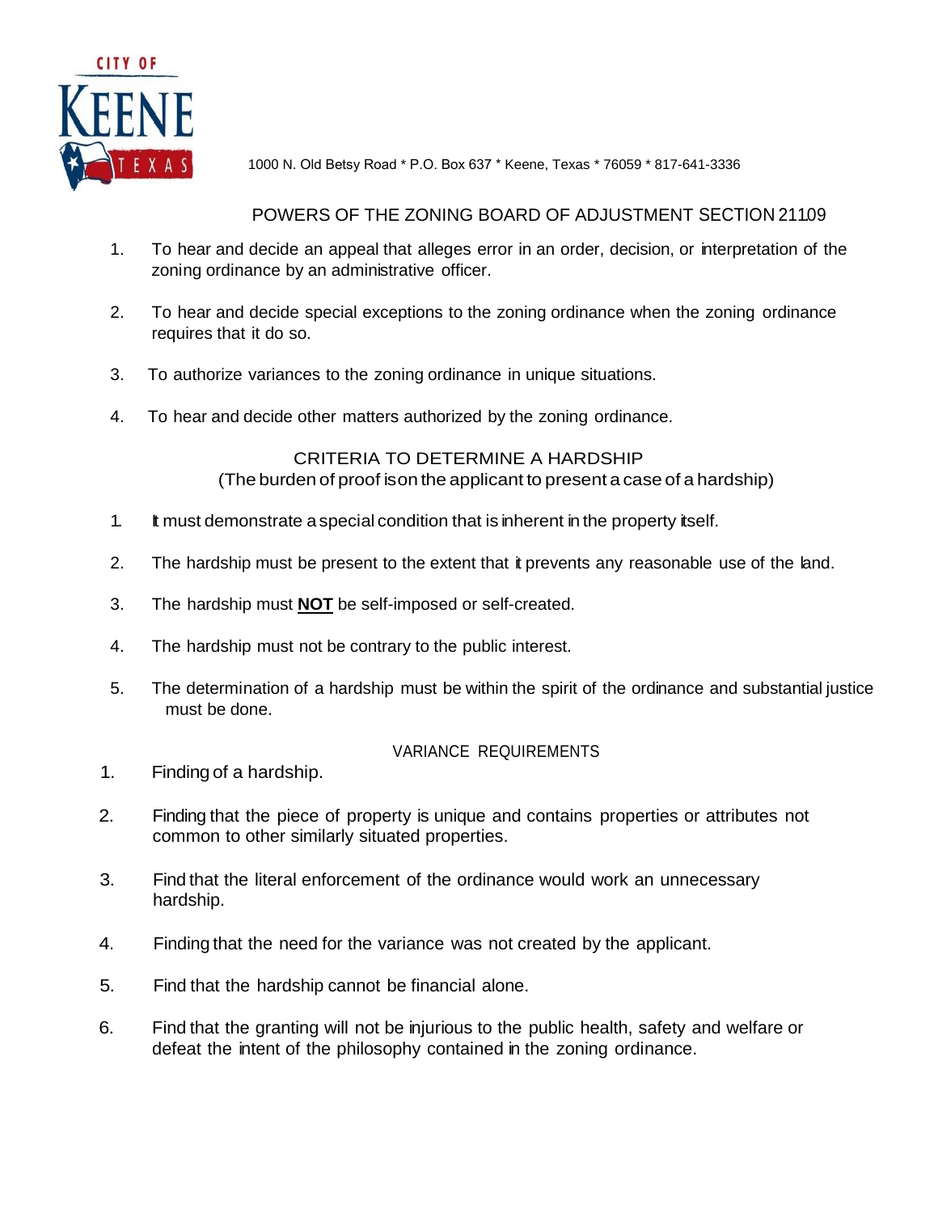CITY OF KEENE TEXAS

1000 N. Old Betsy Road * P.O. Box 637 * Keene, Texas * 76059 * 817-641-3336

## POWERS OF THE ZONING BOARD OF ADJUSTMENT SECTION 211.09

1. To hear and decide an appeal that alleges error in an order, decision, or interpretation of the zoning ordinance by an administrative officer.
2. To hear and decide special exceptions to the zoning ordinance when the zoning ordinance requires that it do so.
3. To authorize variances to the zoning ordinance in unique situations.
4. To hear and decide other matters authorized by the zoning ordinance.

## CRITERIA TO DETERMINE A HARDSHIP

(The burden of proof is on the applicant to present a case of a hardship)

1. It must demonstrate a special condition that is inherent in the property itself.
2. The hardship must be present to the extent that it prevents any reasonable use of the land.
3. The hardship must **NOT** be self-imposed or self-created.
4. The hardship must not be contrary to the public interest.
5. The determination of a hardship must be within the spirit of the ordinance and substantial justice must be done.

## VARIANCE REQUIREMENTS

1. Finding of a hardship.
2. Finding that the piece of property is unique and contains properties or attributes not common to other similarly situated properties.
3. Find that the literal enforcement of the ordinance would work an unnecessary hardship.
4. Finding that the need for the variance was not created by the applicant.
5. Find that the hardship cannot be financial alone.
6. Find that the granting will not be injurious to the public health, safety and welfare or defeat the intent of the philosophy contained in the zoning ordinance.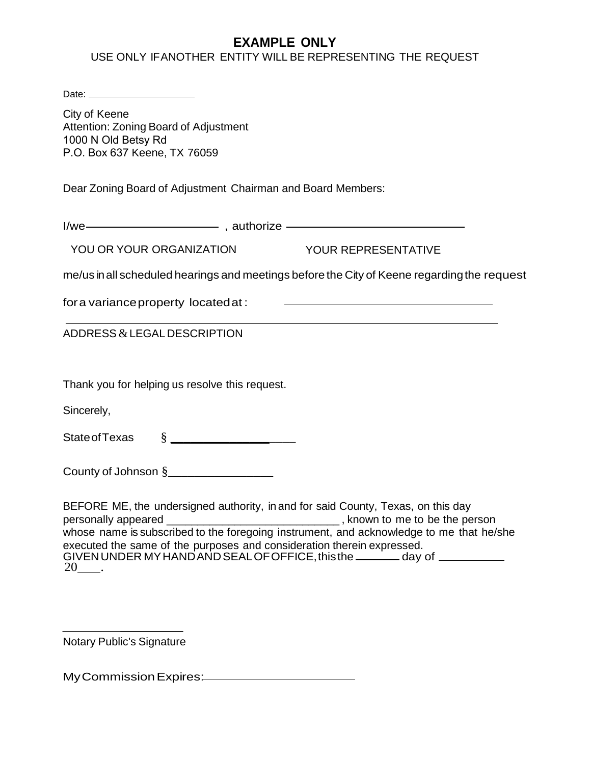# EXAMPLE ONLY

USE ONLY IF ANOTHER ENTITY WILL BE REPRESENTING THE REQUEST

Date: ____________________

City of Keene
Attention: Zoning Board of Adjustment
1000 N Old Betsy Rd
P.O. Box 637 Keene, TX 76059

Dear Zoning Board of Adjustment Chairman and Board Members:

I/we______________________ , authorize ____________________________

YOU OR YOUR ORGANIZATION YOUR REPRESENTATIVE

me/us in all scheduled hearings and meetings before the City of Keene regarding the request

for a variance property located at : ________________________________

________________________________________________________________

ADDRESS & LEGAL DESCRIPTION

Thank you for helping us resolve this request.

Sincerely,

State of Texas § ____________________

County of Johnson §________________

BEFORE ME, the undersigned authority, in and for said County, Texas, on this day personally appeared ___________________________ , known to me to be the person whose name is subscribed to the foregoing instrument, and acknowledge to me that he/she executed the same of the purposes and consideration therein expressed.
GIVEN UNDER MY HAND AND SEAL OF OFFICE, this the _______ day of __________ 20___.

____________________
Notary Public's Signature

My Commission Expires:______________________